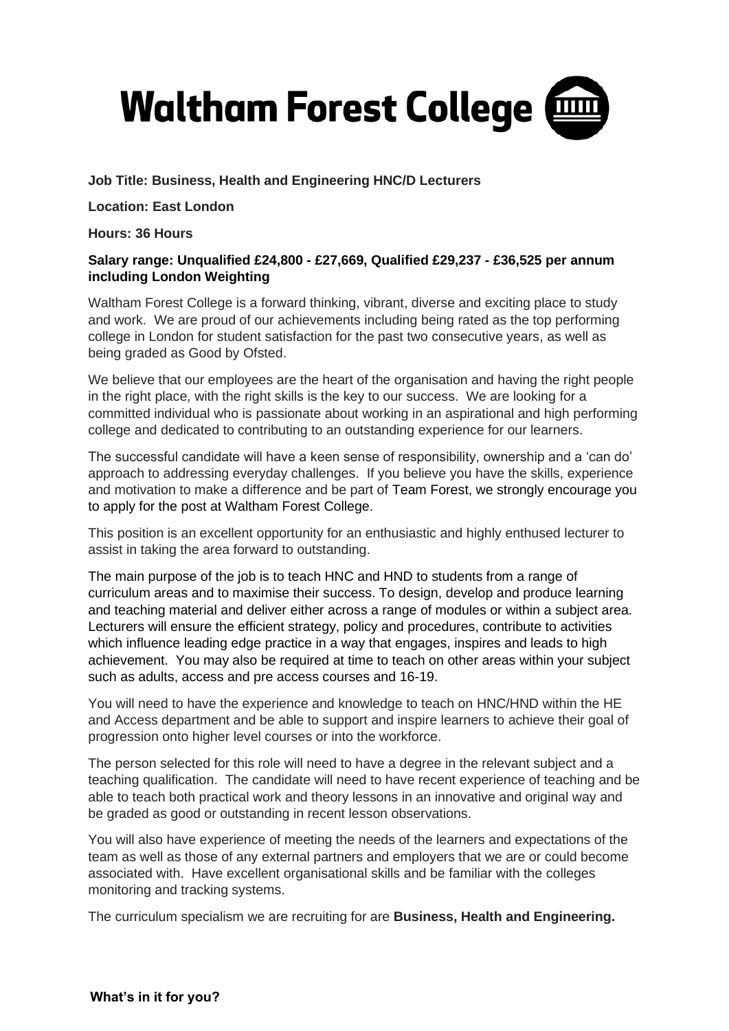# Waltham Forest College

**Job Title: Business, Health and Engineering HNC/D Lecturers**

**Location: East London**

**Hours: 36 Hours**

**Salary range: Unqualified £24,800 - £27,669, Qualified £29,237 - £36,525 per annum including London Weighting**

Waltham Forest College is a forward thinking, vibrant, diverse and exciting place to study and work. We are proud of our achievements including being rated as the top performing college in London for student satisfaction for the past two consecutive years, as well as being graded as Good by Ofsted.

We believe that our employees are the heart of the organisation and having the right people in the right place, with the right skills is the key to our success. We are looking for a committed individual who is passionate about working in an aspirational and high performing college and dedicated to contributing to an outstanding experience for our learners.

The successful candidate will have a keen sense of responsibility, ownership and a 'can do' approach to addressing everyday challenges. If you believe you have the skills, experience and motivation to make a difference and be part of Team Forest, we strongly encourage you to apply for the post at Waltham Forest College.

This position is an excellent opportunity for an enthusiastic and highly enthused lecturer to assist in taking the area forward to outstanding.

The main purpose of the job is to teach HNC and HND to students from a range of curriculum areas and to maximise their success. To design, develop and produce learning and teaching material and deliver either across a range of modules or within a subject area. Lecturers will ensure the efficient strategy, policy and procedures, contribute to activities which influence leading edge practice in a way that engages, inspires and leads to high achievement. You may also be required at time to teach on other areas within your subject such as adults, access and pre access courses and 16-19.

You will need to have the experience and knowledge to teach on HNC/HND within the HE and Access department and be able to support and inspire learners to achieve their goal of progression onto higher level courses or into the workforce.

The person selected for this role will need to have a degree in the relevant subject and a teaching qualification. The candidate will need to have recent experience of teaching and be able to teach both practical work and theory lessons in an innovative and original way and be graded as good or outstanding in recent lesson observations.

You will also have experience of meeting the needs of the learners and expectations of the team as well as those of any external partners and employers that we are or could become associated with. Have excellent organisational skills and be familiar with the colleges monitoring and tracking systems.

The curriculum specialism we are recruiting for are **Business, Health and Engineering.**

**What's in it for you?**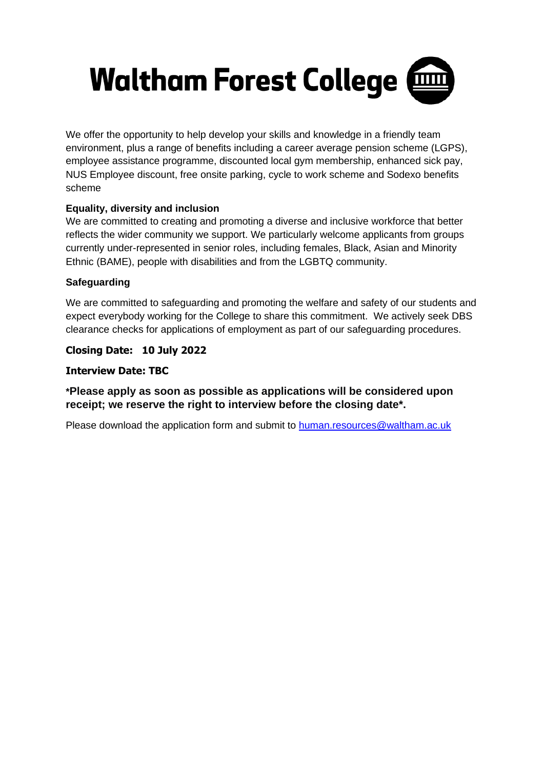# Waltham Forest College

We offer the opportunity to help develop your skills and knowledge in a friendly team environment, plus a range of benefits including a career average pension scheme (LGPS), employee assistance programme, discounted local gym membership, enhanced sick pay, NUS Employee discount, free onsite parking, cycle to work scheme and Sodexo benefits scheme

**Equality, diversity and inclusion**

We are committed to creating and promoting a diverse and inclusive workforce that better reflects the wider community we support. We particularly welcome applicants from groups currently under-represented in senior roles, including females, Black, Asian and Minority Ethnic (BAME), people with disabilities and from the LGBTQ community.

**Safeguarding**

We are committed to safeguarding and promoting the welfare and safety of our students and expect everybody working for the College to share this commitment. We actively seek DBS clearance checks for applications of employment as part of our safeguarding procedures.

**Closing Date: 10 July 2022**

**Interview Date: TBC**

**\*Please apply as soon as possible as applications will be considered upon receipt; we reserve the right to interview before the closing date\*.**

Please download the application form and submit to [human.resources@waltham.ac.uk](mailto:human.resources@waltham.ac.uk)